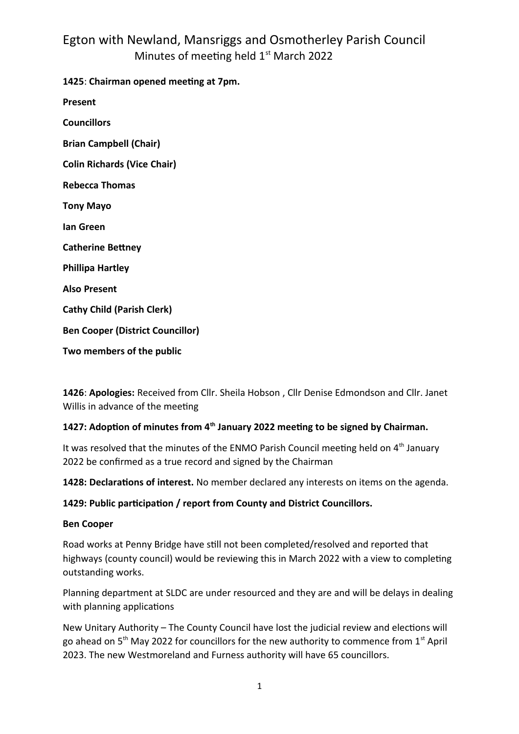# Egton with Newland, Mansriggs and Osmotherley Parish Council

## Minutes of meeting held 1st March 2022

**1425**: **Chairman opened meeting at 7pm.**

**Present**

**Councillors**

**Brian Campbell (Chair)**

**Colin Richards (Vice Chair)**

**Rebecca Thomas**

**Tony Mayo**

**Ian Green**

**Catherine Bettney**

**Phillipa Hartley**

**Also Present**

**Cathy Child (Parish Clerk)**

**Ben Cooper (District Councillor)**

**Two members of the public**

**1426**: **Apologies:** Received from Cllr. Sheila Hobson , Cllr Denise Edmondson and Cllr. Janet Willis in advance of the meeting

**1427: Adoption of minutes from 4th January 2022 meeting to be signed by Chairman.**

It was resolved that the minutes of the ENMO Parish Council meeting held on 4th January 2022 be confirmed as a true record and signed by the Chairman

**1428: Declarations of interest.** No member declared any interests on items on the agenda.

**1429: Public participation / report from County and District Councillors.**

**Ben Cooper**

Road works at Penny Bridge have still not been completed/resolved and reported that highways (county council) would be reviewing this in March 2022 with a view to completing outstanding works.

Planning department at SLDC are under resourced and they are and will be delays in dealing with planning applications

New Unitary Authority – The County Council have lost the judicial review and elections will go ahead on 5th May 2022 for councillors for the new authority to commence from 1st April 2023. The new Westmoreland and Furness authority will have 65 councillors.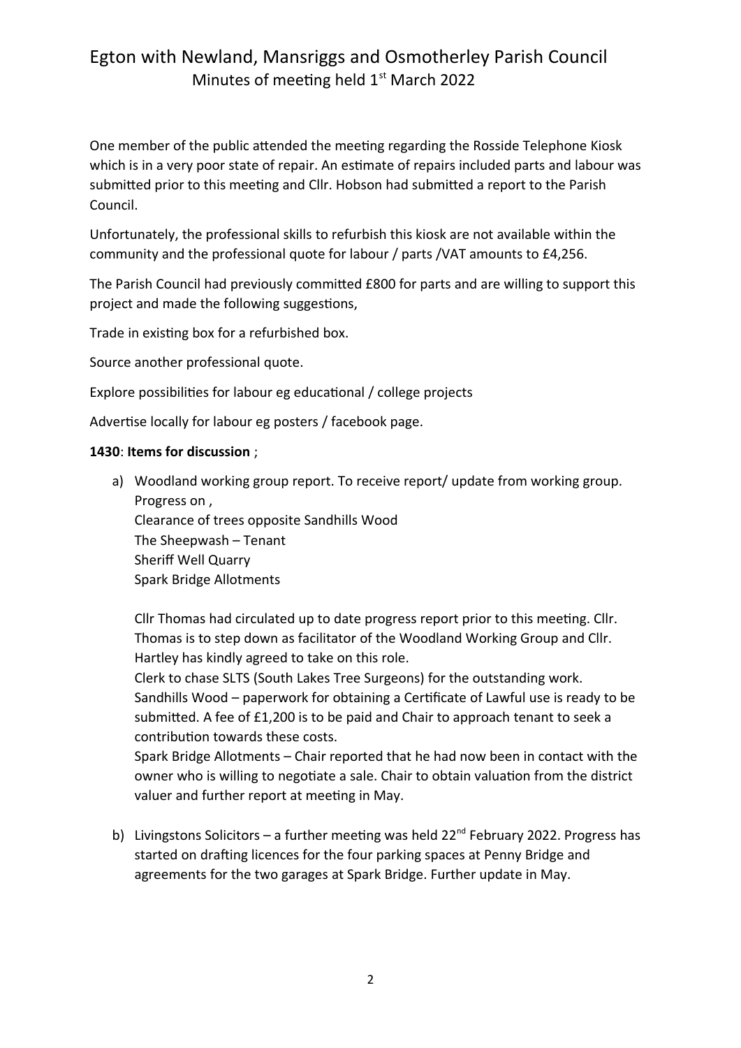One member of the public attended the meeting regarding the Rosside Telephone Kiosk which is in a very poor state of repair. An estimate of repairs included parts and labour was submitted prior to this meeting and Cllr. Hobson had submitted a report to the Parish Council.

Unfortunately, the professional skills to refurbish this kiosk are not available within the community and the professional quote for labour / parts /VAT amounts to £4,256.

The Parish Council had previously committed £800 for parts and are willing to support this project and made the following suggestions,

Trade in existing box for a refurbished box.

Source another professional quote.

Explore possibilities for labour eg educational / college projects

Advertise locally for labour eg posters / facebook page.

**1430**: **Items for discussion** ;

a) Woodland working group report. To receive report/ update from working group. Progress on ,
   Clearance of trees opposite Sandhills Wood
   The Sheepwash – Tenant
   Sheriff Well Quarry
   Spark Bridge Allotments

   Cllr Thomas had circulated up to date progress report prior to this meeting. Cllr. Thomas is to step down as facilitator of the Woodland Working Group and Cllr. Hartley has kindly agreed to take on this role.
   Clerk to chase SLTS (South Lakes Tree Surgeons) for the outstanding work.
   Sandhills Wood – paperwork for obtaining a Certificate of Lawful use is ready to be submitted. A fee of £1,200 is to be paid and Chair to approach tenant to seek a contribution towards these costs.
   Spark Bridge Allotments – Chair reported that he had now been in contact with the owner who is willing to negotiate a sale. Chair to obtain valuation from the district valuer and further report at meeting in May.

b) Livingstons Solicitors – a further meeting was held 22nd February 2022. Progress has started on drafting licences for the four parking spaces at Penny Bridge and agreements for the two garages at Spark Bridge. Further update in May.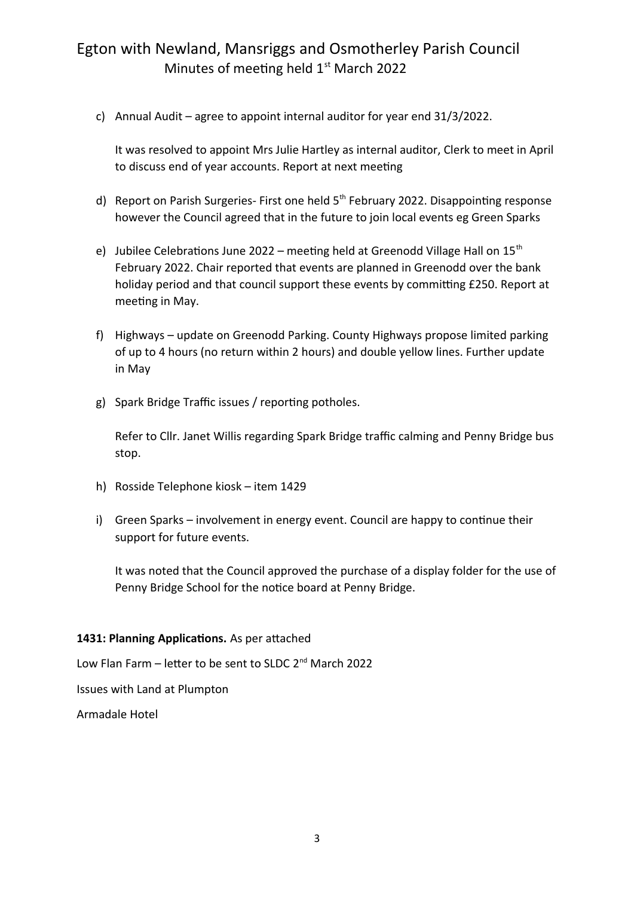c) Annual Audit – agree to appoint internal auditor for year end 31/3/2022.

   It was resolved to appoint Mrs Julie Hartley as internal auditor, Clerk to meet in April to discuss end of year accounts. Report at next meeting

d) Report on Parish Surgeries- First one held 5th February 2022. Disappointing response however the Council agreed that in the future to join local events eg Green Sparks

e) Jubilee Celebrations June 2022 – meeting held at Greenodd Village Hall on 15th February 2022. Chair reported that events are planned in Greenodd over the bank holiday period and that council support these events by committing £250. Report at meeting in May.

f) Highways – update on Greenodd Parking. County Highways propose limited parking of up to 4 hours (no return within 2 hours) and double yellow lines. Further update in May

g) Spark Bridge Traffic issues / reporting potholes.

   Refer to Cllr. Janet Willis regarding Spark Bridge traffic calming and Penny Bridge bus stop.

h) Rosside Telephone kiosk – item 1429

i) Green Sparks – involvement in energy event. Council are happy to continue their support for future events.

   It was noted that the Council approved the purchase of a display folder for the use of Penny Bridge School for the notice board at Penny Bridge.

**1431: Planning Applications.** As per attached

Low Flan Farm – letter to be sent to SLDC 2nd March 2022

Issues with Land at Plumpton

Armadale Hotel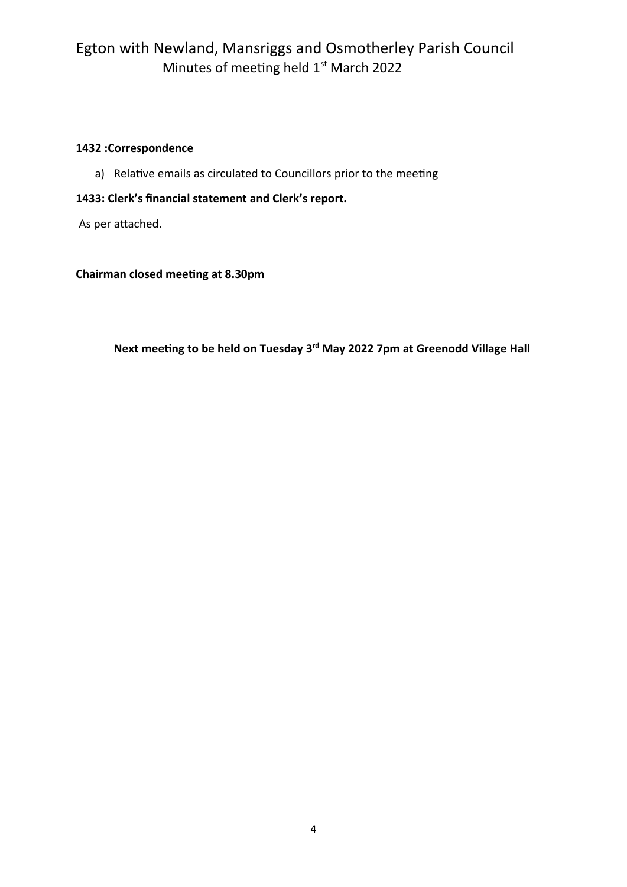**1432 :Correspondence**

a) Relative emails as circulated to Councillors prior to the meeting

**1433: Clerk's financial statement and Clerk's report.**

As per attached.

**Chairman closed meeting at 8.30pm**

**Next meeting to be held on Tuesday 3rd May 2022 7pm at Greenodd Village Hall**